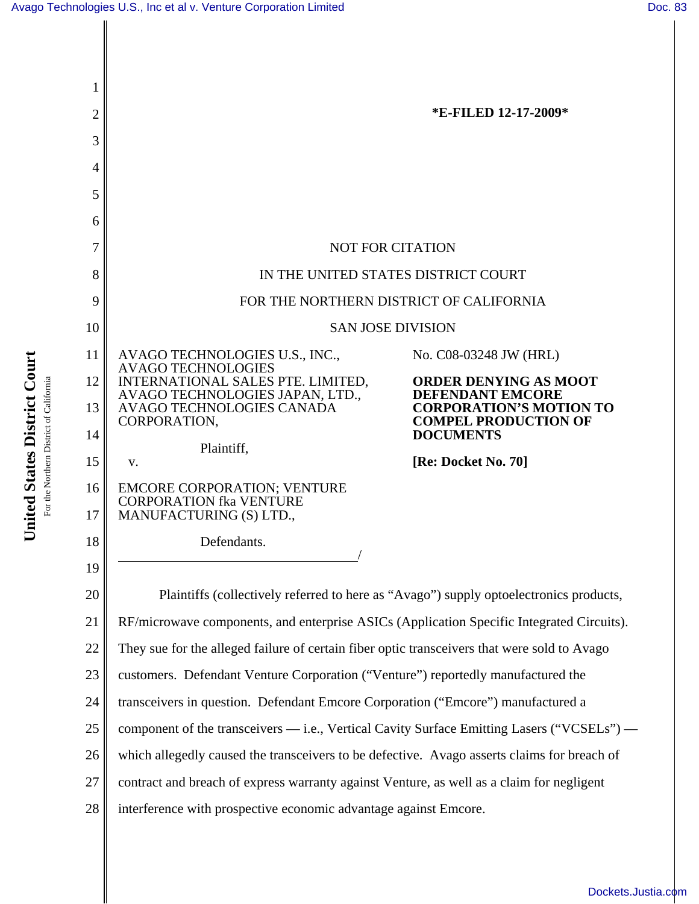**\*E-FILED 12-17-2009\***

NOT FOR CITATION

IN THE UNITED STATES DISTRICT COURT

FOR THE NORTHERN DISTRICT OF CALIFORNIA

SAN JOSE DIVISION

AVAGO TECHNOLOGIES U.S., INC., AVAGO TECHNOLOGIES INTERNATIONAL SALES PTE. LIMITED, AVAGO TECHNOLOGIES JAPAN, LTD., AVAGO TECHNOLOGIES CANADA CORPORATION,

Plaintiff,

v.

EMCORE CORPORATION; VENTURE CORPORATION fka VENTURE MANUFACTURING (S) LTD.,

Defendants.

/

No. C08-03248 JW (HRL)

**ORDER DENYING AS MOOT DEFENDANT EMCORE CORPORATION'S MOTION TO COMPEL PRODUCTION OF DOCUMENTS**

**[Re: Docket No. 70]**

Plaintiffs (collectively referred to here as "Avago") supply optoelectronics products, RF/microwave components, and enterprise ASICs (Application Specific Integrated Circuits). They sue for the alleged failure of certain fiber optic transceivers that were sold to Avago customers. Defendant Venture Corporation ("Venture") reportedly manufactured the transceivers in question. Defendant Emcore Corporation ("Emcore") manufactured a component of the transceivers — i.e., Vertical Cavity Surface Emitting Lasers ("VCSELs") — which allegedly caused the transceivers to be defective. Avago asserts claims for breach of contract and breach of express warranty against Venture, as well as a claim for negligent interference with prospective economic advantage against Emcore.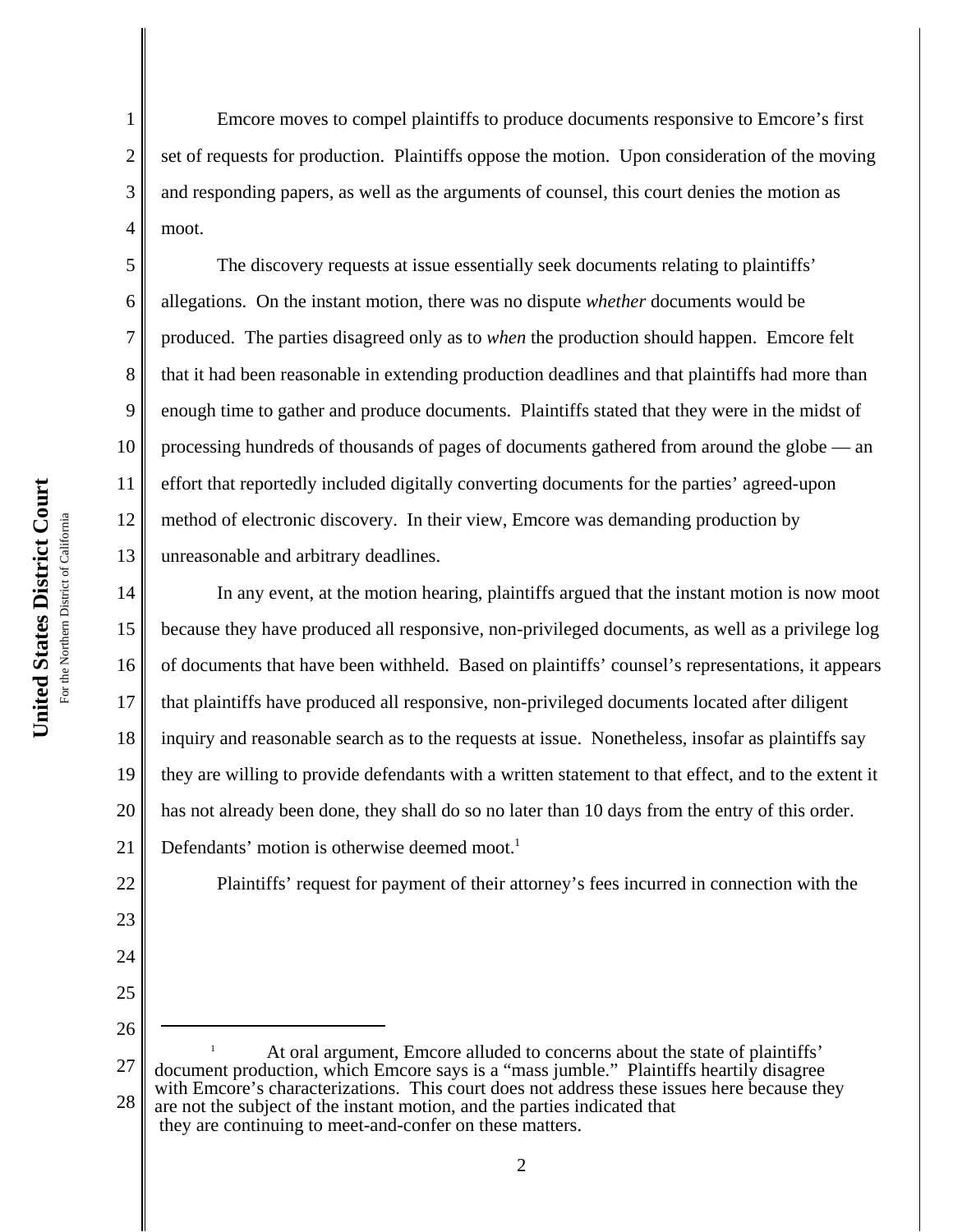Emcore moves to compel plaintiffs to produce documents responsive to Emcore's first set of requests for production. Plaintiffs oppose the motion. Upon consideration of the moving and responding papers, as well as the arguments of counsel, this court denies the motion as moot.

The discovery requests at issue essentially seek documents relating to plaintiffs' allegations. On the instant motion, there was no dispute *whether* documents would be produced. The parties disagreed only as to *when* the production should happen. Emcore felt that it had been reasonable in extending production deadlines and that plaintiffs had more than enough time to gather and produce documents. Plaintiffs stated that they were in the midst of processing hundreds of thousands of pages of documents gathered from around the globe — an effort that reportedly included digitally converting documents for the parties' agreed-upon method of electronic discovery. In their view, Emcore was demanding production by unreasonable and arbitrary deadlines.

In any event, at the motion hearing, plaintiffs argued that the instant motion is now moot because they have produced all responsive, non-privileged documents, as well as a privilege log of documents that have been withheld. Based on plaintiffs' counsel's representations, it appears that plaintiffs have produced all responsive, non-privileged documents located after diligent inquiry and reasonable search as to the requests at issue. Nonetheless, insofar as plaintiffs say they are willing to provide defendants with a written statement to that effect, and to the extent it has not already been done, they shall do so no later than 10 days from the entry of this order. Defendants' motion is otherwise deemed moot.[1]

Plaintiffs' request for payment of their attorney's fees incurred in connection with the

---

[1] At oral argument, Emcore alluded to concerns about the state of plaintiffs' document production, which Emcore says is a "mass jumble." Plaintiffs heartily disagree with Emcore's characterizations. This court does not address these issues here because they are not the subject of the instant motion, and the parties indicated that they are continuing to meet-and-confer on these matters.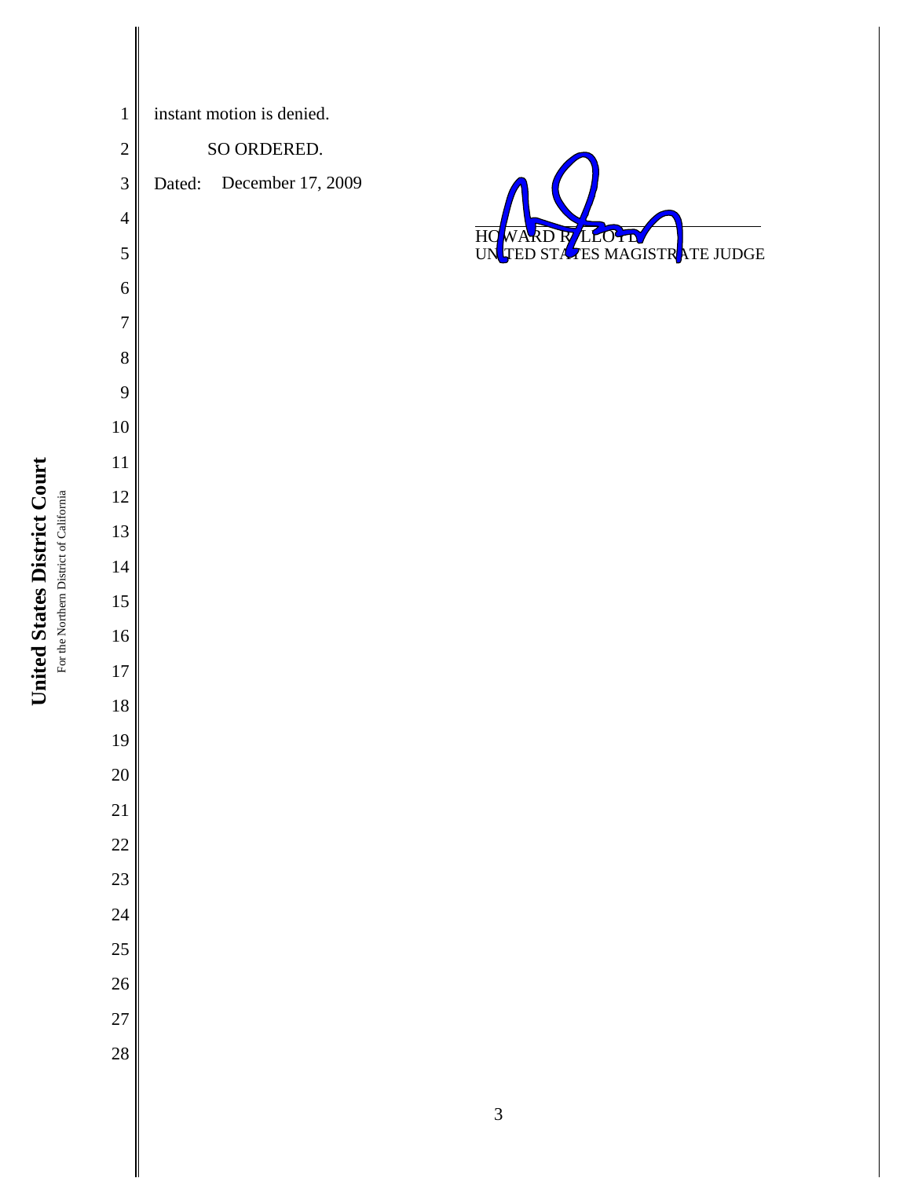instant motion is denied.

SO ORDERED.

Dated: December 17, 2009

HOWARD R. LLOYD
UNITED STATES MAGISTRATE JUDGE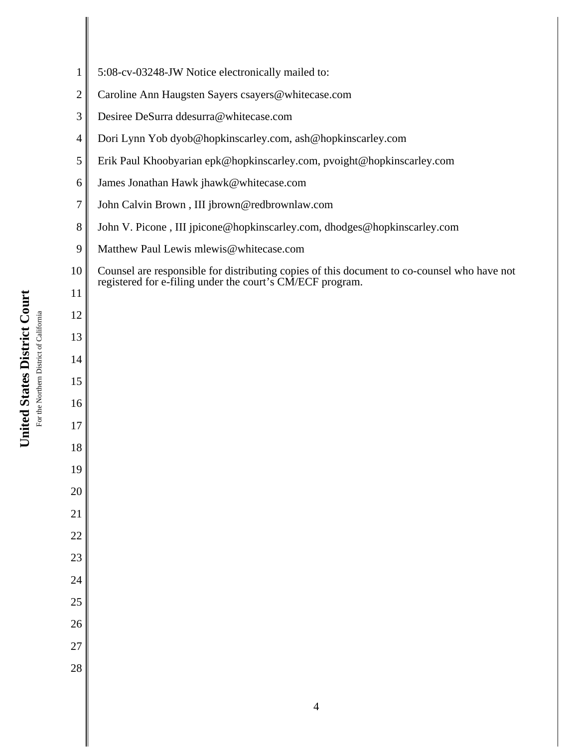5:08-cv-03248-JW Notice electronically mailed to:

Caroline Ann Haugsten Sayers csayers@whitecase.com

Desiree DeSurra ddesurra@whitecase.com

Dori Lynn Yob dyob@hopkinscarley.com, ash@hopkinscarley.com

Erik Paul Khoobyarian epk@hopkinscarley.com, pvoight@hopkinscarley.com

James Jonathan Hawk jhawk@whitecase.com

John Calvin Brown , III jbrown@redbrownlaw.com

John V. Picone , III jpicone@hopkinscarley.com, dhodges@hopkinscarley.com

Matthew Paul Lewis mlewis@whitecase.com

Counsel are responsible for distributing copies of this document to co-counsel who have not registered for e-filing under the court's CM/ECF program.